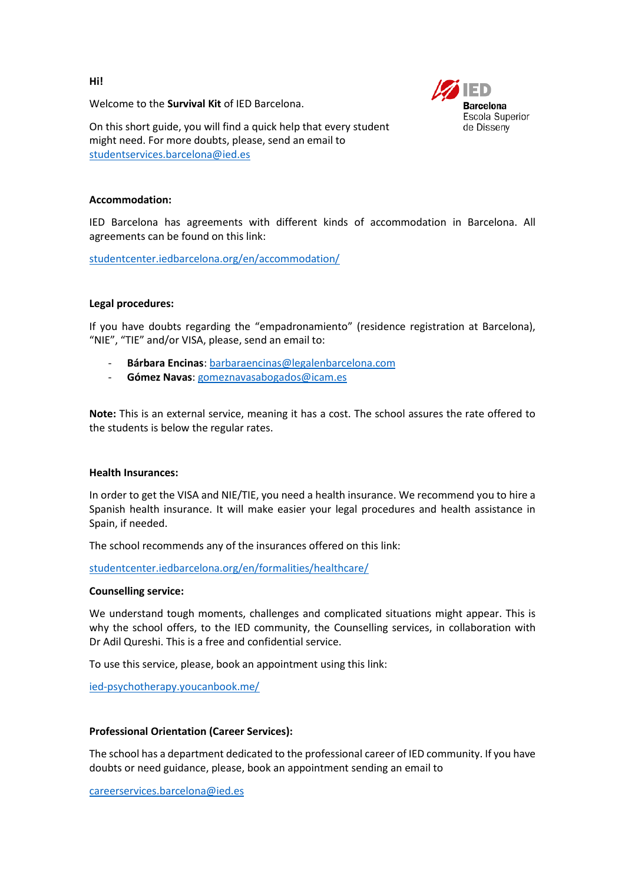**Hi!**

Welcome to the **Survival Kit** of IED Barcelona.

On this short guide, you will find a quick help that every student might need. For more doubts, please, send an email to studentservices.barcelona@ied.es

IED Barcelona
Escola Superior de Disseny

**Accommodation:**

IED Barcelona has agreements with different kinds of accommodation in Barcelona. All agreements can be found on this link:

studentcenter.iedbarcelona.org/en/accommodation/

**Legal procedures:**

If you have doubts regarding the "empadronamiento" (residence registration at Barcelona), "NIE", "TIE" and/or VISA, please, send an email to:

- **Bárbara Encinas**: barbaraencinas@legalenbarcelona.com
- **Gómez Navas**: gomeznavasabogados@icam.es

**Note:** This is an external service, meaning it has a cost. The school assures the rate offered to the students is below the regular rates.

**Health Insurances:**

In order to get the VISA and NIE/TIE, you need a health insurance. We recommend you to hire a Spanish health insurance. It will make easier your legal procedures and health assistance in Spain, if needed.

The school recommends any of the insurances offered on this link:

studentcenter.iedbarcelona.org/en/formalities/healthcare/

**Counselling service:**

We understand tough moments, challenges and complicated situations might appear. This is why the school offers, to the IED community, the Counselling services, in collaboration with Dr Adil Qureshi. This is a free and confidential service.

To use this service, please, book an appointment using this link:

ied-psychotherapy.youcanbook.me/

**Professional Orientation (Career Services):**

The school has a department dedicated to the professional career of IED community. If you have doubts or need guidance, please, book an appointment sending an email to

careerservices.barcelona@ied.es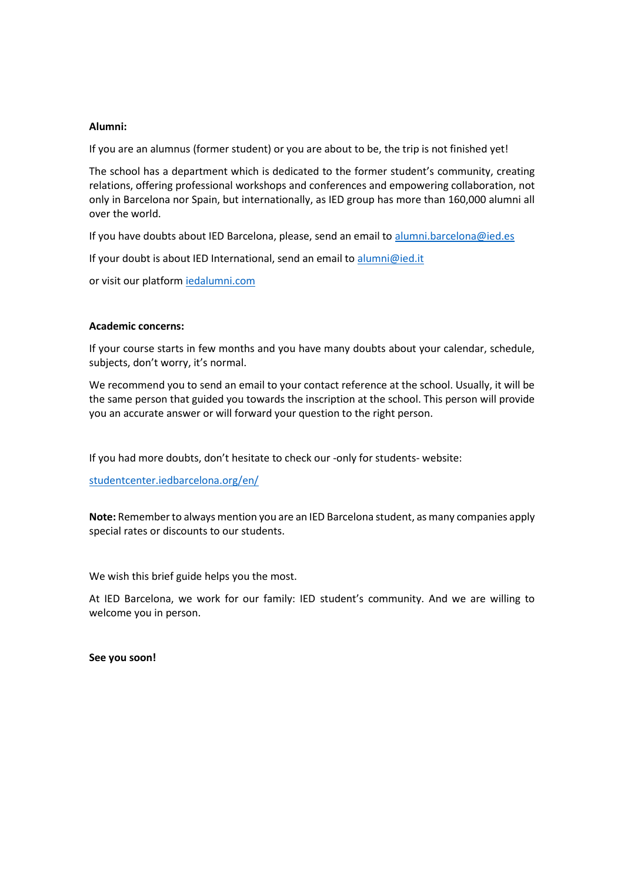**Alumni:**

If you are an alumnus (former student) or you are about to be, the trip is not finished yet!

The school has a department which is dedicated to the former student's community, creating relations, offering professional workshops and conferences and empowering collaboration, not only in Barcelona nor Spain, but internationally, as IED group has more than 160,000 alumni all over the world.

If you have doubts about IED Barcelona, please, send an email to [alumni.barcelona@ied.es](mailto:alumni.barcelona@ied.es)

If your doubt is about IED International, send an email to [alumni@ied.it](mailto:alumni@ied.it)

or visit our platform [iedalumni.com](iedalumni.com)

**Academic concerns:**

If your course starts in few months and you have many doubts about your calendar, schedule, subjects, don't worry, it's normal.

We recommend you to send an email to your contact reference at the school. Usually, it will be the same person that guided you towards the inscription at the school. This person will provide you an accurate answer or will forward your question to the right person.

If you had more doubts, don't hesitate to check our -only for students- website:

[studentcenter.iedbarcelona.org/en/](studentcenter.iedbarcelona.org/en/)

**Note:** Remember to always mention you are an IED Barcelona student, as many companies apply special rates or discounts to our students.

We wish this brief guide helps you the most.

At IED Barcelona, we work for our family: IED student's community. And we are willing to welcome you in person.

**See you soon!**